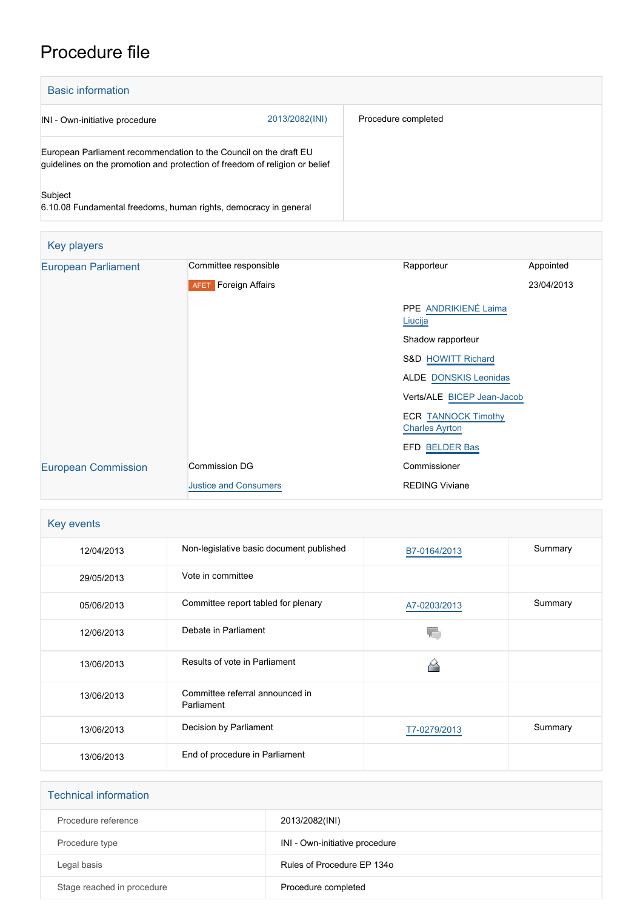# Procedure file

## Basic information

| INI - Own-initiative procedure | 2013/2082(INI) | Procedure completed |
|---|---|---|
| European Parliament recommendation to the Council on the draft EU guidelines on the promotion and protection of freedom of religion or belief | | |
| Subject<br>6.10.08 Fundamental freedoms, human rights, democracy in general | | |

## Key players

| | | | |
|---|---|---|---|
| European Parliament | Committee responsible | Rapporteur | Appointed |
| | AFET Foreign Affairs | | 23/04/2013 |
| | | PPE ANDRIKIENĖ Laima Liucija | |
| | | Shadow rapporteur | |
| | | S&D HOWITT Richard | |
| | | ALDE DONSKIS Leonidas | |
| | | Verts/ALE BICEP Jean-Jacob | |
| | | ECR TANNOCK Timothy Charles Ayrton | |
| | | EFD BELDER Bas | |
| European Commission | Commission DG | Commissioner | |
| | Justice and Consumers | REDING Viviane | |

## Key events

| | | | |
|---|---|---|---|
| 12/04/2013 | Non-legislative basic document published | B7-0164/2013 | Summary |
| 29/05/2013 | Vote in committee | | |
| 05/06/2013 | Committee report tabled for plenary | A7-0203/2013 | Summary |
| 12/06/2013 | Debate in Parliament | | |
| 13/06/2013 | Results of vote in Parliament | | |
| 13/06/2013 | Committee referral announced in Parliament | | |
| 13/06/2013 | Decision by Parliament | T7-0279/2013 | Summary |
| 13/06/2013 | End of procedure in Parliament | | |

## Technical information

| | |
|---|---|
| Procedure reference | 2013/2082(INI) |
| Procedure type | INI - Own-initiative procedure |
| Legal basis | Rules of Procedure EP 134o |
| Stage reached in procedure | Procedure completed |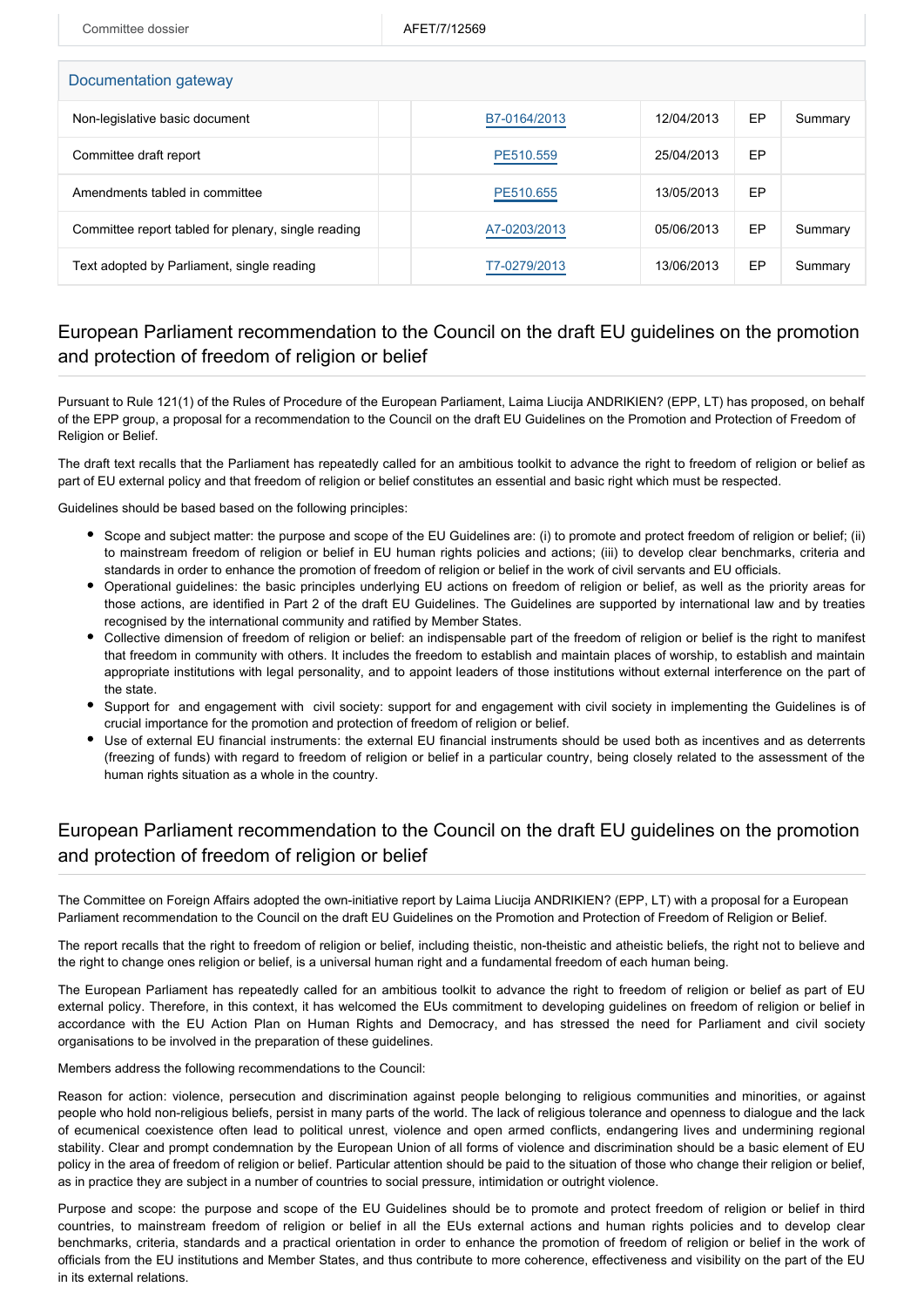| Committee dossier | AFET/7/12569 |
| --- | --- |

## Documentation gateway

| | | | | |
| --- | --- | --- | --- | --- |
| Non-legislative basic document | B7-0164/2013 | 12/04/2013 | EP | Summary |
| Committee draft report | PE510.559 | 25/04/2013 | EP | |
| Amendments tabled in committee | PE510.655 | 13/05/2013 | EP | |
| Committee report tabled for plenary, single reading | A7-0203/2013 | 05/06/2013 | EP | Summary |
| Text adopted by Parliament, single reading | T7-0279/2013 | 13/06/2013 | EP | Summary |

## European Parliament recommendation to the Council on the draft EU guidelines on the promotion and protection of freedom of religion or belief

Pursuant to Rule 121(1) of the Rules of Procedure of the European Parliament, Laima Liucija ANDRIKIEN? (EPP, LT) has proposed, on behalf of the EPP group, a proposal for a recommendation to the Council on the draft EU Guidelines on the Promotion and Protection of Freedom of Religion or Belief.

The draft text recalls that the Parliament has repeatedly called for an ambitious toolkit to advance the right to freedom of religion or belief as part of EU external policy and that freedom of religion or belief constitutes an essential and basic right which must be respected.

Guidelines should be based based on the following principles:

- Scope and subject matter: the purpose and scope of the EU Guidelines are: (i) to promote and protect freedom of religion or belief; (ii) to mainstream freedom of religion or belief in EU human rights policies and actions; (iii) to develop clear benchmarks, criteria and standards in order to enhance the promotion of freedom of religion or belief in the work of civil servants and EU officials.
- Operational guidelines: the basic principles underlying EU actions on freedom of religion or belief, as well as the priority areas for those actions, are identified in Part 2 of the draft EU Guidelines. The Guidelines are supported by international law and by treaties recognised by the international community and ratified by Member States.
- Collective dimension of freedom of religion or belief: an indispensable part of the freedom of religion or belief is the right to manifest that freedom in community with others. It includes the freedom to establish and maintain places of worship, to establish and maintain appropriate institutions with legal personality, and to appoint leaders of those institutions without external interference on the part of the state.
- Support for and engagement with civil society: support for and engagement with civil society in implementing the Guidelines is of crucial importance for the promotion and protection of freedom of religion or belief.
- Use of external EU financial instruments: the external EU financial instruments should be used both as incentives and as deterrents (freezing of funds) with regard to freedom of religion or belief in a particular country, being closely related to the assessment of the human rights situation as a whole in the country.

## European Parliament recommendation to the Council on the draft EU guidelines on the promotion and protection of freedom of religion or belief

The Committee on Foreign Affairs adopted the own-initiative report by Laima Liucija ANDRIKIEN? (EPP, LT) with a proposal for a European Parliament recommendation to the Council on the draft EU Guidelines on the Promotion and Protection of Freedom of Religion or Belief.

The report recalls that the right to freedom of religion or belief, including theistic, non-theistic and atheistic beliefs, the right not to believe and the right to change ones religion or belief, is a universal human right and a fundamental freedom of each human being.

The European Parliament has repeatedly called for an ambitious toolkit to advance the right to freedom of religion or belief as part of EU external policy. Therefore, in this context, it has welcomed the EUs commitment to developing guidelines on freedom of religion or belief in accordance with the EU Action Plan on Human Rights and Democracy, and has stressed the need for Parliament and civil society organisations to be involved in the preparation of these guidelines.

Members address the following recommendations to the Council:

Reason for action: violence, persecution and discrimination against people belonging to religious communities and minorities, or against people who hold non-religious beliefs, persist in many parts of the world. The lack of religious tolerance and openness to dialogue and the lack of ecumenical coexistence often lead to political unrest, violence and open armed conflicts, endangering lives and undermining regional stability. Clear and prompt condemnation by the European Union of all forms of violence and discrimination should be a basic element of EU policy in the area of freedom of religion or belief. Particular attention should be paid to the situation of those who change their religion or belief, as in practice they are subject in a number of countries to social pressure, intimidation or outright violence.

Purpose and scope: the purpose and scope of the EU Guidelines should be to promote and protect freedom of religion or belief in third countries, to mainstream freedom of religion or belief in all the EUs external actions and human rights policies and to develop clear benchmarks, criteria, standards and a practical orientation in order to enhance the promotion of freedom of religion or belief in the work of officials from the EU institutions and Member States, and thus contribute to more coherence, effectiveness and visibility on the part of the EU in its external relations.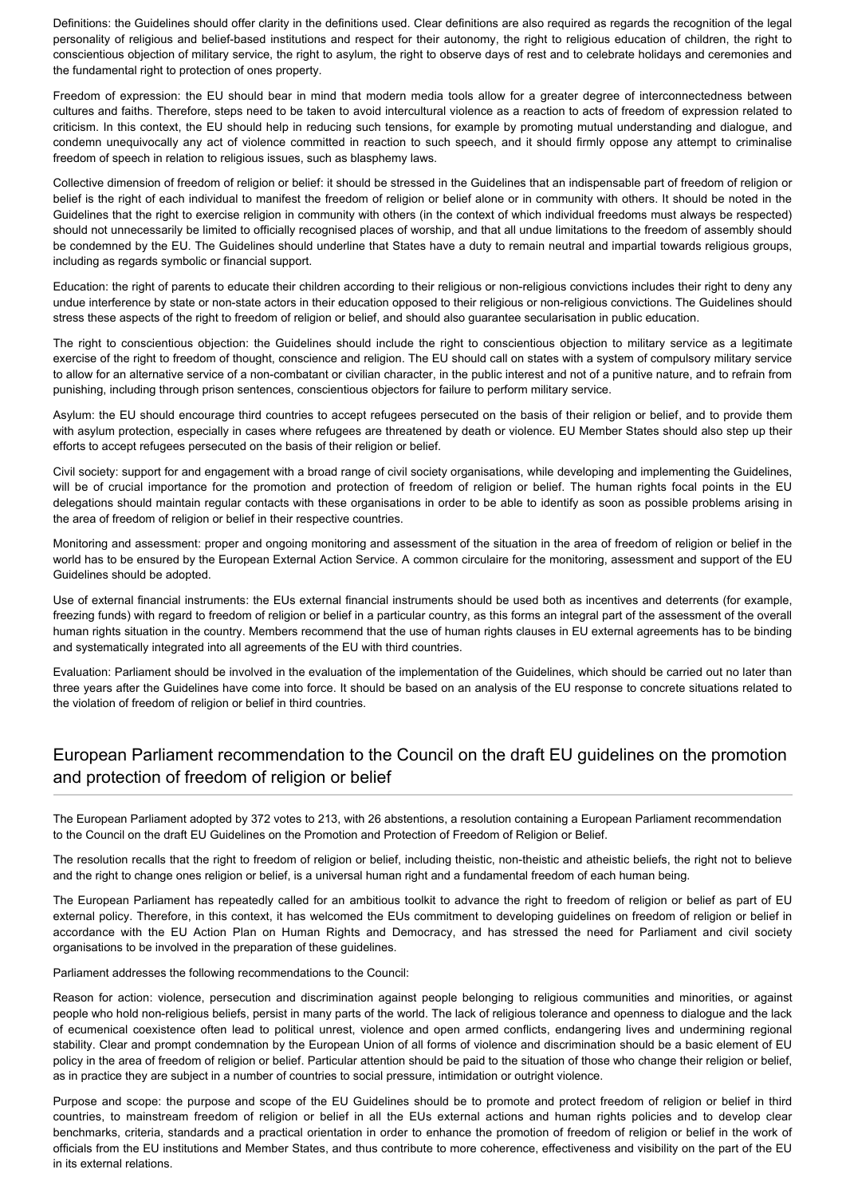Definitions: the Guidelines should offer clarity in the definitions used. Clear definitions are also required as regards the recognition of the legal personality of religious and belief-based institutions and respect for their autonomy, the right to religious education of children, the right to conscientious objection of military service, the right to asylum, the right to observe days of rest and to celebrate holidays and ceremonies and the fundamental right to protection of ones property.

Freedom of expression: the EU should bear in mind that modern media tools allow for a greater degree of interconnectedness between cultures and faiths. Therefore, steps need to be taken to avoid intercultural violence as a reaction to acts of freedom of expression related to criticism. In this context, the EU should help in reducing such tensions, for example by promoting mutual understanding and dialogue, and condemn unequivocally any act of violence committed in reaction to such speech, and it should firmly oppose any attempt to criminalise freedom of speech in relation to religious issues, such as blasphemy laws.

Collective dimension of freedom of religion or belief: it should be stressed in the Guidelines that an indispensable part of freedom of religion or belief is the right of each individual to manifest the freedom of religion or belief alone or in community with others. It should be noted in the Guidelines that the right to exercise religion in community with others (in the context of which individual freedoms must always be respected) should not unnecessarily be limited to officially recognised places of worship, and that all undue limitations to the freedom of assembly should be condemned by the EU. The Guidelines should underline that States have a duty to remain neutral and impartial towards religious groups, including as regards symbolic or financial support.

Education: the right of parents to educate their children according to their religious or non-religious convictions includes their right to deny any undue interference by state or non-state actors in their education opposed to their religious or non-religious convictions. The Guidelines should stress these aspects of the right to freedom of religion or belief, and should also guarantee secularisation in public education.

The right to conscientious objection: the Guidelines should include the right to conscientious objection to military service as a legitimate exercise of the right to freedom of thought, conscience and religion. The EU should call on states with a system of compulsory military service to allow for an alternative service of a non-combatant or civilian character, in the public interest and not of a punitive nature, and to refrain from punishing, including through prison sentences, conscientious objectors for failure to perform military service.

Asylum: the EU should encourage third countries to accept refugees persecuted on the basis of their religion or belief, and to provide them with asylum protection, especially in cases where refugees are threatened by death or violence. EU Member States should also step up their efforts to accept refugees persecuted on the basis of their religion or belief.

Civil society: support for and engagement with a broad range of civil society organisations, while developing and implementing the Guidelines, will be of crucial importance for the promotion and protection of freedom of religion or belief. The human rights focal points in the EU delegations should maintain regular contacts with these organisations in order to be able to identify as soon as possible problems arising in the area of freedom of religion or belief in their respective countries.

Monitoring and assessment: proper and ongoing monitoring and assessment of the situation in the area of freedom of religion or belief in the world has to be ensured by the European External Action Service. A common circulaire for the monitoring, assessment and support of the EU Guidelines should be adopted.

Use of external financial instruments: the EUs external financial instruments should be used both as incentives and deterrents (for example, freezing funds) with regard to freedom of religion or belief in a particular country, as this forms an integral part of the assessment of the overall human rights situation in the country. Members recommend that the use of human rights clauses in EU external agreements has to be binding and systematically integrated into all agreements of the EU with third countries.

Evaluation: Parliament should be involved in the evaluation of the implementation of the Guidelines, which should be carried out no later than three years after the Guidelines have come into force. It should be based on an analysis of the EU response to concrete situations related to the violation of freedom of religion or belief in third countries.

## European Parliament recommendation to the Council on the draft EU guidelines on the promotion and protection of freedom of religion or belief

The European Parliament adopted by 372 votes to 213, with 26 abstentions, a resolution containing a European Parliament recommendation to the Council on the draft EU Guidelines on the Promotion and Protection of Freedom of Religion or Belief.

The resolution recalls that the right to freedom of religion or belief, including theistic, non-theistic and atheistic beliefs, the right not to believe and the right to change ones religion or belief, is a universal human right and a fundamental freedom of each human being.

The European Parliament has repeatedly called for an ambitious toolkit to advance the right to freedom of religion or belief as part of EU external policy. Therefore, in this context, it has welcomed the EUs commitment to developing guidelines on freedom of religion or belief in accordance with the EU Action Plan on Human Rights and Democracy, and has stressed the need for Parliament and civil society organisations to be involved in the preparation of these guidelines.

Parliament addresses the following recommendations to the Council:

Reason for action: violence, persecution and discrimination against people belonging to religious communities and minorities, or against people who hold non-religious beliefs, persist in many parts of the world. The lack of religious tolerance and openness to dialogue and the lack of ecumenical coexistence often lead to political unrest, violence and open armed conflicts, endangering lives and undermining regional stability. Clear and prompt condemnation by the European Union of all forms of violence and discrimination should be a basic element of EU policy in the area of freedom of religion or belief. Particular attention should be paid to the situation of those who change their religion or belief, as in practice they are subject in a number of countries to social pressure, intimidation or outright violence.

Purpose and scope: the purpose and scope of the EU Guidelines should be to promote and protect freedom of religion or belief in third countries, to mainstream freedom of religion or belief in all the EUs external actions and human rights policies and to develop clear benchmarks, criteria, standards and a practical orientation in order to enhance the promotion of freedom of religion or belief in the work of officials from the EU institutions and Member States, and thus contribute to more coherence, effectiveness and visibility on the part of the EU in its external relations.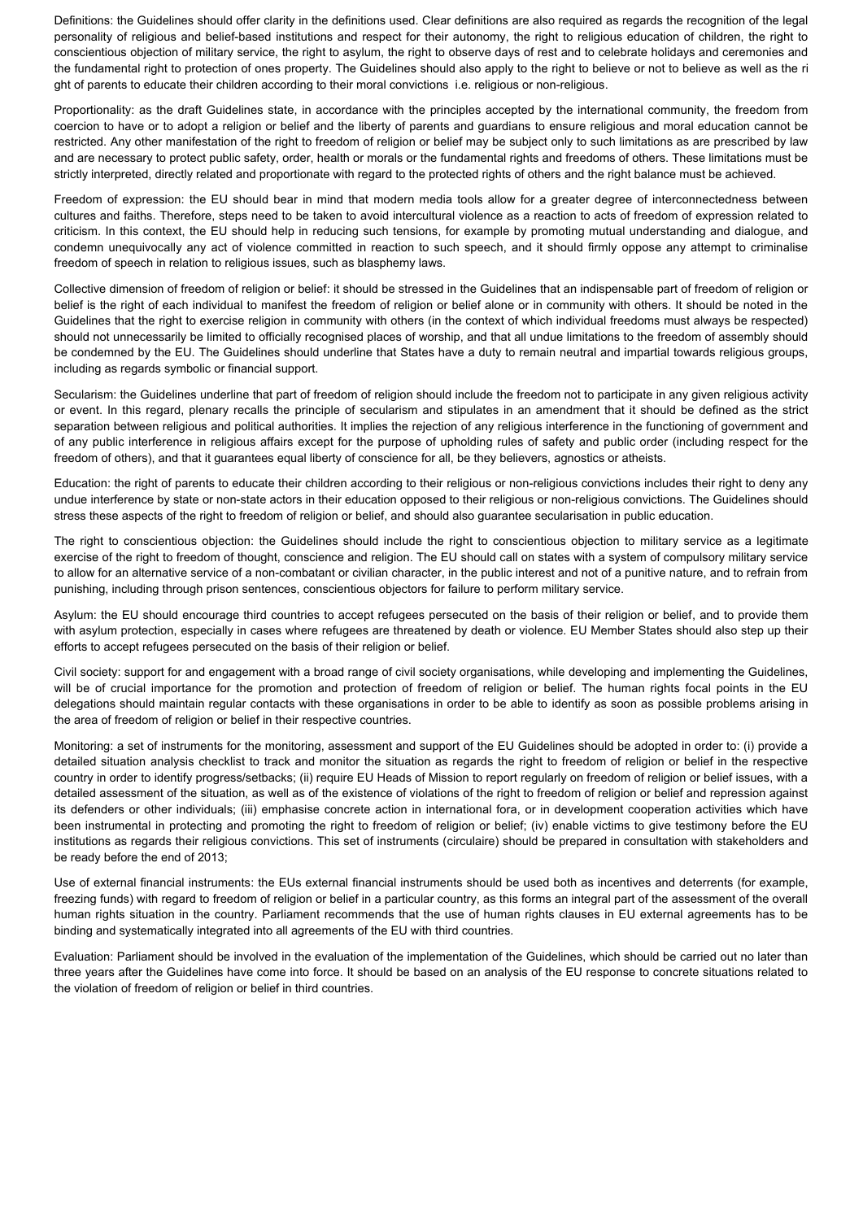Definitions: the Guidelines should offer clarity in the definitions used. Clear definitions are also required as regards the recognition of the legal personality of religious and belief-based institutions and respect for their autonomy, the right to religious education of children, the right to conscientious objection of military service, the right to asylum, the right to observe days of rest and to celebrate holidays and ceremonies and the fundamental right to protection of ones property. The Guidelines should also apply to the right to believe or not to believe as well as the ri ght of parents to educate their children according to their moral convictions i.e. religious or non-religious.

Proportionality: as the draft Guidelines state, in accordance with the principles accepted by the international community, the freedom from coercion to have or to adopt a religion or belief and the liberty of parents and guardians to ensure religious and moral education cannot be restricted. Any other manifestation of the right to freedom of religion or belief may be subject only to such limitations as are prescribed by law and are necessary to protect public safety, order, health or morals or the fundamental rights and freedoms of others. These limitations must be strictly interpreted, directly related and proportionate with regard to the protected rights of others and the right balance must be achieved.

Freedom of expression: the EU should bear in mind that modern media tools allow for a greater degree of interconnectedness between cultures and faiths. Therefore, steps need to be taken to avoid intercultural violence as a reaction to acts of freedom of expression related to criticism. In this context, the EU should help in reducing such tensions, for example by promoting mutual understanding and dialogue, and condemn unequivocally any act of violence committed in reaction to such speech, and it should firmly oppose any attempt to criminalise freedom of speech in relation to religious issues, such as blasphemy laws.

Collective dimension of freedom of religion or belief: it should be stressed in the Guidelines that an indispensable part of freedom of religion or belief is the right of each individual to manifest the freedom of religion or belief alone or in community with others. It should be noted in the Guidelines that the right to exercise religion in community with others (in the context of which individual freedoms must always be respected) should not unnecessarily be limited to officially recognised places of worship, and that all undue limitations to the freedom of assembly should be condemned by the EU. The Guidelines should underline that States have a duty to remain neutral and impartial towards religious groups, including as regards symbolic or financial support.

Secularism: the Guidelines underline that part of freedom of religion should include the freedom not to participate in any given religious activity or event. In this regard, plenary recalls the principle of secularism and stipulates in an amendment that it should be defined as the strict separation between religious and political authorities. It implies the rejection of any religious interference in the functioning of government and of any public interference in religious affairs except for the purpose of upholding rules of safety and public order (including respect for the freedom of others), and that it guarantees equal liberty of conscience for all, be they believers, agnostics or atheists.

Education: the right of parents to educate their children according to their religious or non-religious convictions includes their right to deny any undue interference by state or non-state actors in their education opposed to their religious or non-religious convictions. The Guidelines should stress these aspects of the right to freedom of religion or belief, and should also guarantee secularisation in public education.

The right to conscientious objection: the Guidelines should include the right to conscientious objection to military service as a legitimate exercise of the right to freedom of thought, conscience and religion. The EU should call on states with a system of compulsory military service to allow for an alternative service of a non-combatant or civilian character, in the public interest and not of a punitive nature, and to refrain from punishing, including through prison sentences, conscientious objectors for failure to perform military service.

Asylum: the EU should encourage third countries to accept refugees persecuted on the basis of their religion or belief, and to provide them with asylum protection, especially in cases where refugees are threatened by death or violence. EU Member States should also step up their efforts to accept refugees persecuted on the basis of their religion or belief.

Civil society: support for and engagement with a broad range of civil society organisations, while developing and implementing the Guidelines, will be of crucial importance for the promotion and protection of freedom of religion or belief. The human rights focal points in the EU delegations should maintain regular contacts with these organisations in order to be able to identify as soon as possible problems arising in the area of freedom of religion or belief in their respective countries.

Monitoring: a set of instruments for the monitoring, assessment and support of the EU Guidelines should be adopted in order to: (i) provide a detailed situation analysis checklist to track and monitor the situation as regards the right to freedom of religion or belief in the respective country in order to identify progress/setbacks; (ii) require EU Heads of Mission to report regularly on freedom of religion or belief issues, with a detailed assessment of the situation, as well as of the existence of violations of the right to freedom of religion or belief and repression against its defenders or other individuals; (iii) emphasise concrete action in international fora, or in development cooperation activities which have been instrumental in protecting and promoting the right to freedom of religion or belief; (iv) enable victims to give testimony before the EU institutions as regards their religious convictions. This set of instruments (circulaire) should be prepared in consultation with stakeholders and be ready before the end of 2013;

Use of external financial instruments: the EUs external financial instruments should be used both as incentives and deterrents (for example, freezing funds) with regard to freedom of religion or belief in a particular country, as this forms an integral part of the assessment of the overall human rights situation in the country. Parliament recommends that the use of human rights clauses in EU external agreements has to be binding and systematically integrated into all agreements of the EU with third countries.

Evaluation: Parliament should be involved in the evaluation of the implementation of the Guidelines, which should be carried out no later than three years after the Guidelines have come into force. It should be based on an analysis of the EU response to concrete situations related to the violation of freedom of religion or belief in third countries.